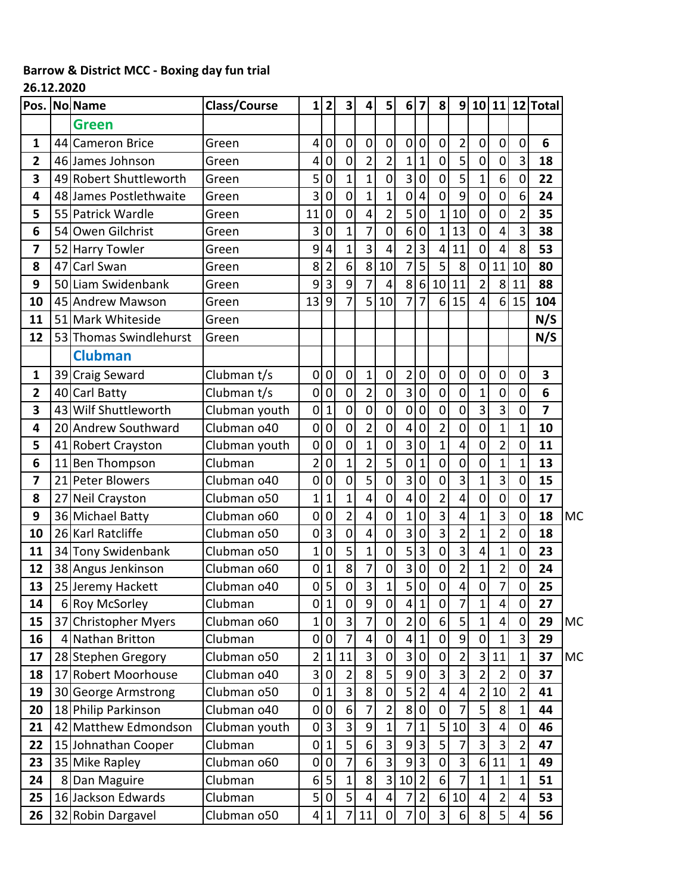**Barrow & District MCC - Boxing day fun trial**
**26.12.2020**

| Pos. | No | Name | Class/Course | 1 | 2 | 3 | 4 | 5 | 6 | 7 | 8 | 9 | 10 | 11 | 12 | Total | |
|---|---|---|---|---|---|---|---|---|---|---|---|---|---|---|---|---|---|
| | | **Green** | | | | | | | | | | | | | | | |
| 1 | 44 | Cameron Brice | Green | 4 | 0 | 0 | 0 | 0 | 0 | 0 | 0 | 2 | 0 | 0 | 0 | **6** | |
| 2 | 46 | James Johnson | Green | 4 | 0 | 0 | 2 | 2 | 1 | 1 | 0 | 5 | 0 | 0 | 3 | **18** | |
| 3 | 49 | Robert Shuttleworth | Green | 5 | 0 | 1 | 1 | 0 | 3 | 0 | 0 | 5 | 1 | 6 | 0 | **22** | |
| 4 | 48 | James Postlethwaite | Green | 3 | 0 | 0 | 1 | 1 | 0 | 4 | 0 | 9 | 0 | 0 | 6 | **24** | |
| 5 | 55 | Patrick Wardle | Green | 11 | 0 | 0 | 4 | 2 | 5 | 0 | 1 | 10 | 0 | 0 | 2 | **35** | |
| 6 | 54 | Owen Gilchrist | Green | 3 | 0 | 1 | 7 | 0 | 6 | 0 | 1 | 13 | 0 | 4 | 3 | **38** | |
| 7 | 52 | Harry Towler | Green | 9 | 4 | 1 | 3 | 4 | 2 | 3 | 4 | 11 | 0 | 4 | 8 | **53** | |
| 8 | 47 | Carl Swan | Green | 8 | 2 | 6 | 8 | 10 | 7 | 5 | 5 | 8 | 0 | 11 | 10 | **80** | |
| 9 | 50 | Liam Swidenbank | Green | 9 | 3 | 9 | 7 | 4 | 8 | 6 | 10 | 11 | 2 | 8 | 11 | **88** | |
| 10 | 45 | Andrew Mawson | Green | 13 | 9 | 7 | 5 | 10 | 7 | 7 | 6 | 15 | 4 | 6 | 15 | **104** | |
| 11 | 51 | Mark Whiteside | Green | | | | | | | | | | | | | **N/S** | |
| 12 | 53 | Thomas Swindlehurst | Green | | | | | | | | | | | | | **N/S** | |
| | | **Clubman** | | | | | | | | | | | | | | | |
| 1 | 39 | Craig Seward | Clubman t/s | 0 | 0 | 0 | 1 | 0 | 2 | 0 | 0 | 0 | 0 | 0 | 0 | **3** | |
| 2 | 40 | Carl Batty | Clubman t/s | 0 | 0 | 0 | 2 | 0 | 3 | 0 | 0 | 0 | 1 | 0 | 0 | **6** | |
| 3 | 43 | Wilf Shuttleworth | Clubman youth | 0 | 1 | 0 | 0 | 0 | 0 | 0 | 0 | 0 | 3 | 3 | 0 | **7** | |
| 4 | 20 | Andrew Southward | Clubman o40 | 0 | 0 | 0 | 2 | 0 | 4 | 0 | 2 | 0 | 0 | 1 | 1 | **10** | |
| 5 | 41 | Robert Crayston | Clubman youth | 0 | 0 | 0 | 1 | 0 | 3 | 0 | 1 | 4 | 0 | 2 | 0 | **11** | |
| 6 | 11 | Ben Thompson | Clubman | 2 | 0 | 1 | 2 | 5 | 0 | 1 | 0 | 0 | 0 | 1 | 1 | **13** | |
| 7 | 21 | Peter Blowers | Clubman o40 | 0 | 0 | 0 | 5 | 0 | 3 | 0 | 0 | 3 | 1 | 3 | 0 | **15** | |
| 8 | 27 | Neil Crayston | Clubman o50 | 1 | 1 | 1 | 4 | 0 | 4 | 0 | 2 | 4 | 0 | 0 | 0 | **17** | |
| 9 | 36 | Michael Batty | Clubman o60 | 0 | 0 | 2 | 4 | 0 | 1 | 0 | 3 | 4 | 1 | 3 | 0 | **18** | MC |
| 10 | 26 | Karl Ratcliffe | Clubman o50 | 0 | 3 | 0 | 4 | 0 | 3 | 0 | 3 | 2 | 1 | 2 | 0 | **18** | |
| 11 | 34 | Tony Swidenbank | Clubman o50 | 1 | 0 | 5 | 1 | 0 | 5 | 3 | 0 | 3 | 4 | 1 | 0 | **23** | |
| 12 | 38 | Angus Jenkinson | Clubman o60 | 0 | 1 | 8 | 7 | 0 | 3 | 0 | 0 | 2 | 1 | 2 | 0 | **24** | |
| 13 | 25 | Jeremy Hackett | Clubman o40 | 0 | 5 | 0 | 3 | 1 | 5 | 0 | 0 | 4 | 0 | 7 | 0 | **25** | |
| 14 | 6 | Roy McSorley | Clubman | 0 | 1 | 0 | 9 | 0 | 4 | 1 | 0 | 7 | 1 | 4 | 0 | **27** | |
| 15 | 37 | Christopher Myers | Clubman o60 | 1 | 0 | 3 | 7 | 0 | 2 | 0 | 6 | 5 | 1 | 4 | 0 | **29** | MC |
| 16 | 4 | Nathan Britton | Clubman | 0 | 0 | 7 | 4 | 0 | 4 | 1 | 0 | 9 | 0 | 1 | 3 | **29** | |
| 17 | 28 | Stephen Gregory | Clubman o50 | 2 | 1 | 11 | 3 | 0 | 3 | 0 | 0 | 2 | 3 | 11 | 1 | **37** | MC |
| 18 | 17 | Robert Moorhouse | Clubman o40 | 3 | 0 | 2 | 8 | 5 | 9 | 0 | 3 | 3 | 2 | 2 | 0 | **37** | |
| 19 | 30 | George Armstrong | Clubman o50 | 0 | 1 | 3 | 8 | 0 | 5 | 2 | 4 | 4 | 2 | 10 | 2 | **41** | |
| 20 | 18 | Philip Parkinson | Clubman o40 | 0 | 0 | 6 | 7 | 2 | 8 | 0 | 0 | 7 | 5 | 8 | 1 | **44** | |
| 21 | 42 | Matthew Edmondson | Clubman youth | 0 | 3 | 3 | 9 | 1 | 7 | 1 | 5 | 10 | 3 | 4 | 0 | **46** | |
| 22 | 15 | Johnathan Cooper | Clubman | 0 | 1 | 5 | 6 | 3 | 9 | 3 | 5 | 7 | 3 | 3 | 2 | **47** | |
| 23 | 35 | Mike Rapley | Clubman o60 | 0 | 0 | 7 | 6 | 3 | 9 | 3 | 0 | 3 | 6 | 11 | 1 | **49** | |
| 24 | 8 | Dan Maguire | Clubman | 6 | 5 | 1 | 8 | 3 | 10 | 2 | 6 | 7 | 1 | 1 | 1 | **51** | |
| 25 | 16 | Jackson Edwards | Clubman | 5 | 0 | 5 | 4 | 4 | 7 | 2 | 6 | 10 | 4 | 2 | 4 | **53** | |
| 26 | 32 | Robin Dargavel | Clubman o50 | 4 | 1 | 7 | 11 | 0 | 7 | 0 | 3 | 6 | 8 | 5 | 4 | **56** | |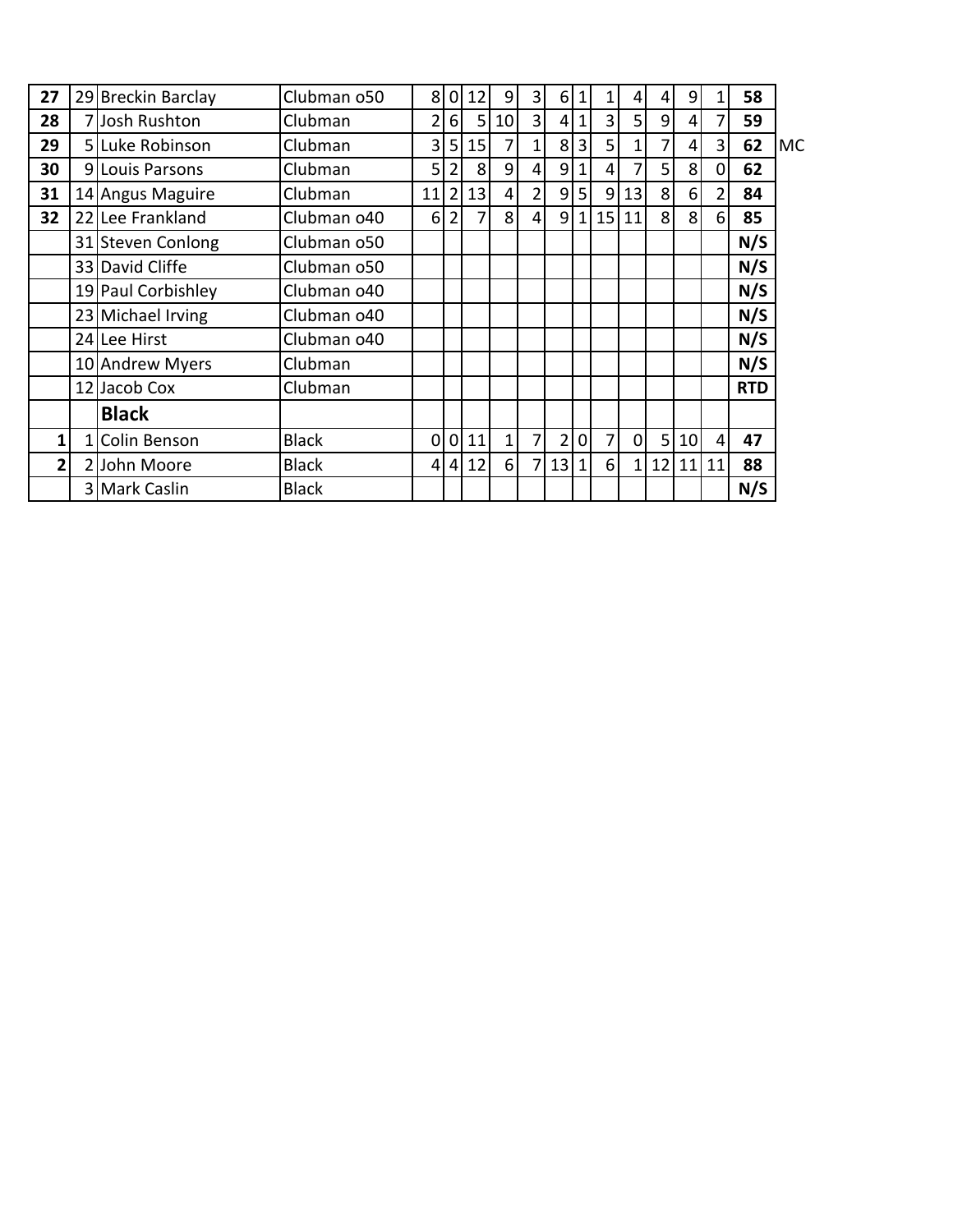| | | | | | | | | | | | | | | | | | | | |
|---|---|---|---|---|---|---|---|---|---|---|---|---|---|---|---|---|---|---|---|
| **27** | 29 | Breckin Barclay | Clubman o50 | 8 | 0 | 12 | 9 | 3 | 6 | 1 | 1 | 4 | 4 | 9 | 1 | **58** | |
| **28** | 7 | Josh Rushton | Clubman | 2 | 6 | 5 | 10 | 3 | 4 | 1 | 3 | 5 | 9 | 4 | 7 | **59** | |
| **29** | 5 | Luke Robinson | Clubman | 3 | 5 | 15 | 7 | 1 | 8 | 3 | 5 | 1 | 7 | 4 | 3 | **62** | MC |
| **30** | 9 | Louis Parsons | Clubman | 5 | 2 | 8 | 9 | 4 | 9 | 1 | 4 | 7 | 5 | 8 | 0 | **62** | |
| **31** | 14 | Angus Maguire | Clubman | 11 | 2 | 13 | 4 | 2 | 9 | 5 | 9 | 13 | 8 | 6 | 2 | **84** | |
| **32** | 22 | Lee Frankland | Clubman o40 | 6 | 2 | 7 | 8 | 4 | 9 | 1 | 15 | 11 | 8 | 8 | 6 | **85** | |
| | 31 | Steven Conlong | Clubman o50 | | | | | | | | | | | | | **N/S** | |
| | 33 | David Cliffe | Clubman o50 | | | | | | | | | | | | | **N/S** | |
| | 19 | Paul Corbishley | Clubman o40 | | | | | | | | | | | | | **N/S** | |
| | 23 | Michael Irving | Clubman o40 | | | | | | | | | | | | | **N/S** | |
| | 24 | Lee Hirst | Clubman o40 | | | | | | | | | | | | | **N/S** | |
| | 10 | Andrew Myers | Clubman | | | | | | | | | | | | | **N/S** | |
| | 12 | Jacob Cox | Clubman | | | | | | | | | | | | | **RTD** | |
| | | **Black** | | | | | | | | | | | | | | | |
| **1** | 1 | Colin Benson | Black | 0 | 0 | 11 | 1 | 7 | 2 | 0 | 7 | 0 | 5 | 10 | 4 | **47** | |
| **2** | 2 | John Moore | Black | 4 | 4 | 12 | 6 | 7 | 13 | 1 | 6 | 1 | 12 | 11 | 11 | **88** | |
| | 3 | Mark Caslin | Black | | | | | | | | | | | | | **N/S** | |